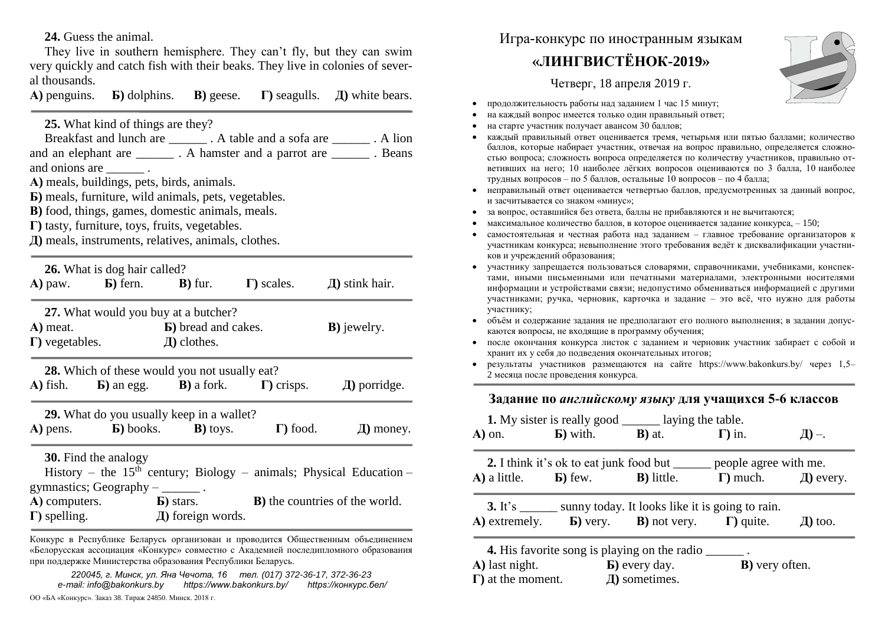Игра-конкурс по иностранным языкам

# «ЛИНГВИСТЁНОК-2019»

Четверг, 18 апреля 2019 г.

- продолжительность работы над заданием 1 час 15 минут;
- на каждый вопрос имеется только один правильный ответ;
- на старте участник получает авансом 30 баллов;
- каждый правильный ответ оценивается тремя, четырьмя или пятью баллами; количество баллов, которые набирает участник, отвечая на вопрос правильно, определяется сложностью вопроса; сложность вопроса определяется по количеству участников, правильно ответивших на него; 10 наиболее лёгких вопросов оцениваются по 3 балла, 10 наиболее трудных вопросов – по 5 баллов, остальные 10 вопросов – по 4 балла;
- неправильный ответ оценивается четвертью баллов, предусмотренных за данный вопрос, и засчитывается со знаком «минус»;
- за вопрос, оставшийся без ответа, баллы не прибавляются и не вычитаются;
- максимальное количество баллов, в которое оценивается задание конкурса, – 150;
- самостоятельная и честная работа над заданием – главное требование организаторов к участникам конкурса; невыполнение этого требования ведёт к дисквалификации участников и учреждений образования;
- участнику запрещается пользоваться словарями, справочниками, учебниками, конспектами, иными письменными или печатными материалами, электронными носителями информации и устройствами связи; недопустимо обмениваться информацией с другими участниками; ручка, черновик, карточка и задание – это всё, что нужно для работы участнику;
- объём и содержание задания не предполагают его полного выполнения; в задании допускаются вопросы, не входящие в программу обучения;
- после окончания конкурса листок с заданием и черновик участник забирает с собой и хранит их у себя до подведения окончательных итогов;
- результаты участников размещаются на сайте https://www.bakonkurs.by/ через 1,5–2 месяца после проведения конкурса.

## Задание по *английскому языку* для учащихся 5-6 классов

**1.** My sister is really good ______ laying the table.
**А)** on. **Б)** with. **В)** at. **Г)** in. **Д)** –.

**2.** I think it's ok to eat junk food but ______ people agree with me.
**А)** a little. **Б)** few. **В)** little. **Г)** much. **Д)** every.

**3.** It's ______ sunny today. It looks like it is going to rain.
**А)** extremely. **Б)** very. **В)** not very. **Г)** quite. **Д)** too.

**4.** His favorite song is playing on the radio ______ .
**А)** last night. **Б)** every day. **В)** very often.
**Г)** at the moment. **Д)** sometimes.

**24.** Guess the animal.
They live in southern hemisphere. They can't fly, but they can swim very quickly and catch fish with their beaks. They live in colonies of several thousands.
**А)** penguins. **Б)** dolphins. **В)** geese. **Г)** seagulls. **Д)** white bears.

**25.** What kind of things are they?
Breakfast and lunch are ______ . A table and a sofa are ______ . A lion and an elephant are ______ . A hamster and a parrot are ______ . Beans and onions are ______ .
**А)** meals, buildings, pets, birds, animals.
**Б)** meals, furniture, wild animals, pets, vegetables.
**В)** food, things, games, domestic animals, meals.
**Г)** tasty, furniture, toys, fruits, vegetables.
**Д)** meals, instruments, relatives, animals, clothes.

**26.** What is dog hair called?
**А)** paw. **Б)** fern. **В)** fur. **Г)** scales. **Д)** stink hair.

**27.** What would you buy at a butcher?
**А)** meat. **Б)** bread and cakes. **В)** jewelry.
**Г)** vegetables. **Д)** clothes.

**28.** Which of these would you not usually eat?
**А)** fish. **Б)** an egg. **В)** a fork. **Г)** crisps. **Д)** porridge.

**29.** What do you usually keep in a wallet?
**А)** pens. **Б)** books. **В)** toys. **Г)** food. **Д)** money.

**30.** Find the analogy
History – the 15th century; Biology – animals; Physical Education – gymnastics; Geography – ______ .
**А)** computers. **Б)** stars. **В)** the countries of the world.
**Г)** spelling. **Д)** foreign words.

Конкурс в Республике Беларусь организован и проводится Общественным объединением «Белорусская ассоциация «Конкурс» совместно с Академией последипломного образования при поддержке Министерства образования Республики Беларусь.

*220045, г. Минск, ул. Яна Чечота, 16 тел. (017) 372-36-17, 372-36-23*
*e-mail: info@bakonkurs.by https://www.bakonkurs.by/ https://конкурс.бел/*

ОО «БА «Конкурс». Заказ 38. Тираж 24850. Минск. 2018 г.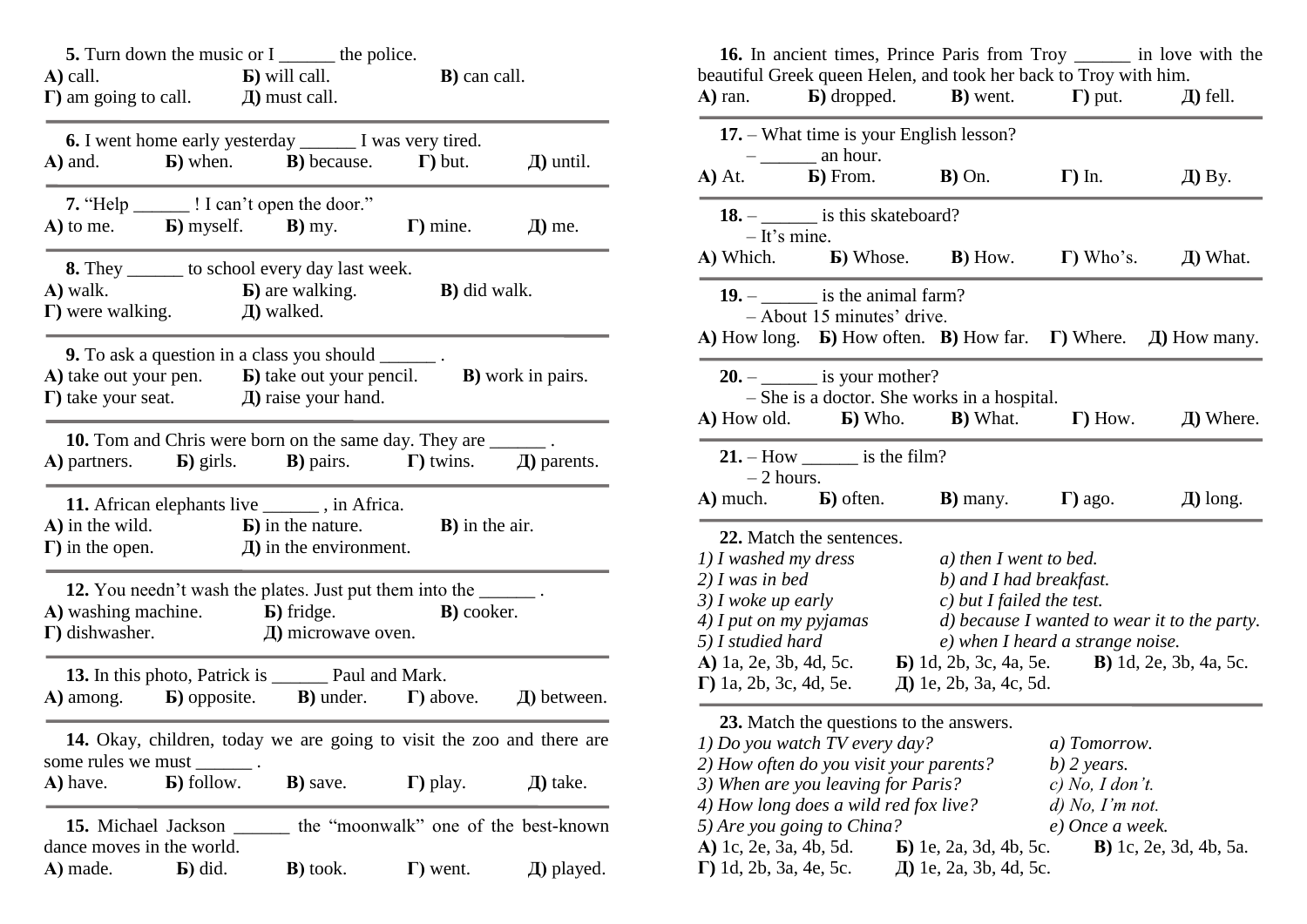**5.** Turn down the music or I ______ the police.
**А)** call. **Б)** will call. **В)** can call.
**Г)** am going to call. **Д)** must call.

---

**6.** I went home early yesterday ______ I was very tired.
**А)** and. **Б)** when. **В)** because. **Г)** but. **Д)** until.

---

**7.** “Help ______ ! I can’t open the door.”
**А)** to me. **Б)** myself. **В)** my. **Г)** mine. **Д)** me.

---

**8.** They ______ to school every day last week.
**А)** walk. **Б)** are walking. **В)** did walk.
**Г)** were walking. **Д)** walked.

---

**9.** To ask a question in a class you should ______ .
**А)** take out your pen. **Б)** take out your pencil. **В)** work in pairs.
**Г)** take your seat. **Д)** raise your hand.

---

**10.** Tom and Chris were born on the same day. They are ______ .
**А)** partners. **Б)** girls. **В)** pairs. **Г)** twins. **Д)** parents.

---

**11.** African elephants live ______ , in Africa.
**А)** in the wild. **Б)** in the nature. **В)** in the air.
**Г)** in the open. **Д)** in the environment.

---

**12.** You needn’t wash the plates. Just put them into the ______ .
**А)** washing machine. **Б)** fridge. **В)** cooker.
**Г)** dishwasher. **Д)** microwave oven.

---

**13.** In this photo, Patrick is ______ Paul and Mark.
**А)** among. **Б)** opposite. **В)** under. **Г)** above. **Д)** between.

---

**14.** Okay, children, today we are going to visit the zoo and there are some rules we must ______ .
**А)** have. **Б)** follow. **В)** save. **Г)** play. **Д)** take.

---

**15.** Michael Jackson ______ the “moonwalk” one of the best-known dance moves in the world.
**А)** made. **Б)** did. **В)** took. **Г)** went. **Д)** played.

---

**16.** In ancient times, Prince Paris from Troy ______ in love with the beautiful Greek queen Helen, and took her back to Troy with him.
**А)** ran. **Б)** dropped. **В)** went. **Г)** put. **Д)** fell.

---

**17.** – What time is your English lesson?
– ______ an hour.
**А)** At. **Б)** From. **В)** On. **Г)** In. **Д)** By.

---

**18.** – ______ is this skateboard?
– It’s mine.
**А)** Which. **Б)** Whose. **В)** How. **Г)** Who’s. **Д)** What.

---

**19.** – ______ is the animal farm?
– About 15 minutes’ drive.
**А)** How long. **Б)** How often. **В)** How far. **Г)** Where. **Д)** How many.

---

**20.** – ______ is your mother?
– She is a doctor. She works in a hospital.
**А)** How old. **Б)** Who. **В)** What. **Г)** How. **Д)** Where.

---

**21.** – How ______ is the film?
– 2 hours.
**А)** much. **Б)** often. **В)** many. **Г)** ago. **Д)** long.

---

**22.** Match the sentences.

| | |
|---|---|
| *1) I washed my dress* | *a) then I went to bed.* |
| *2) I was in bed* | *b) and I had breakfast.* |
| *3) I woke up early* | *c) but I failed the test.* |
| *4) I put on my pyjamas* | *d) because I wanted to wear it to the party.* |
| *5) I studied hard* | *e) when I heard a strange noise.* |

**А)** 1a, 2e, 3b, 4d, 5c. **Б)** 1d, 2b, 3c, 4a, 5e. **В)** 1d, 2e, 3b, 4a, 5c.
**Г)** 1a, 2b, 3c, 4d, 5e. **Д)** 1e, 2b, 3a, 4c, 5d.

---

**23.** Match the questions to the answers.

| | |
|---|---|
| *1) Do you watch TV every day?* | *a) Tomorrow.* |
| *2) How often do you visit your parents?* | *b) 2 years.* |
| *3) When are you leaving for Paris?* | *c) No, I don’t.* |
| *4) How long does a wild red fox live?* | *d) No, I’m not.* |
| *5) Are you going to China?* | *e) Once a week.* |

**А)** 1c, 2e, 3a, 4b, 5d. **Б)** 1e, 2a, 3d, 4b, 5c. **В)** 1c, 2e, 3d, 4b, 5a.
**Г)** 1d, 2b, 3a, 4e, 5c. **Д)** 1e, 2a, 3b, 4d, 5c.